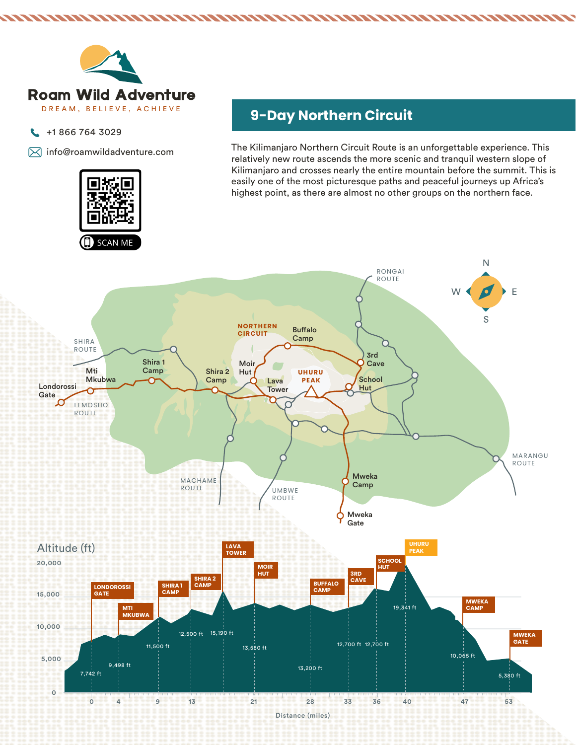# Roam Wild Adventure

DREAM, BELIEVE, ACHIEVE

+1 866 764 3029

info@roamwildadventure.com

SCAN ME

## 9-Day Northern Circuit

The Kilimanjaro Northern Circuit Route is an unforgettable experience. This relatively new route ascends the more scenic and tranquil western slope of Kilimanjaro and crosses nearly the entire mountain before the summit. This is easily one of the most picturesque paths and peaceful journeys up Africa's highest point, as there are almost no other groups on the northern face.

SHIRA ROUTE | Londorossi Gate | Mti Mkubwa | LEMOSHO ROUTE | Shira 1 Camp | Shira 2 Camp | NORTHERN CIRCUIT | Moir Hut | Lava Tower | Buffalo Camp | UHURU PEAK | 3rd Cave | School Hut | RONGAI ROUTE | MACHAME ROUTE | UMBWE ROUTE | Mweka Camp | Mweka Gate | MARANGU ROUTE

N | W | E | S

Altitude (ft)

| Location | Distance (miles) | Altitude |
|---|---|---|
| LONDOROSSI GATE | 0 | 7,742 ft |
| MTI MKUBWA | 4 | 9,498 ft |
| SHIRA 1 CAMP | 9 | 11,500 ft |
| SHIRA 2 CAMP | 13 | 12,500 ft |
| LAVA TOWER | | 15,190 ft |
| MOIR HUT | 21 | 13,580 ft |
| BUFFALO CAMP | 28 | 13,200 ft |
| 3RD CAVE | 33 | 12,700 ft |
| SCHOOL HUT | 36 | 12,700 ft |
| UHURU PEAK | 40 | 19,341 ft |
| MWEKA CAMP | 47 | 10,065 ft |
| MWEKA GATE | 53 | 5,380 ft |

Distance (miles)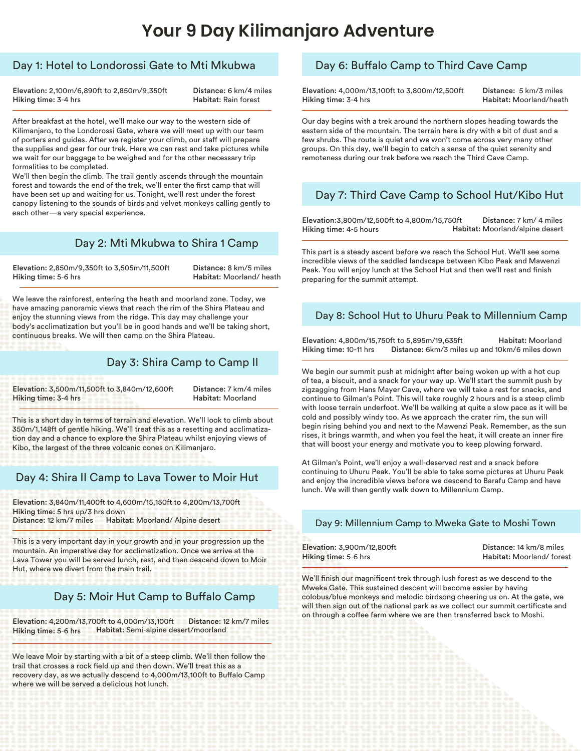# Your 9 Day Kilimanjaro Adventure

## Day 1: Hotel to Londorossi Gate to Mti Mkubwa

**Elevation:** 2,100m/6,890ft to 2,850m/9,350ft
**Distance:** 6 km/4 miles
**Hiking time:** 3-4 hrs
**Habitat:** Rain forest

After breakfast at the hotel, we'll make our way to the western side of Kilimanjaro, to the Londorossi Gate, where we will meet up with our team of porters and guides. After we register your climb, our staff will prepare the supplies and gear for our trek. Here we can rest and take pictures while we wait for our baggage to be weighed and for the other necessary trip formalities to be completed.
We'll then begin the climb. The trail gently ascends through the mountain forest and towards the end of the trek, we'll enter the first camp that will have been set up and waiting for us. Tonight, we'll rest under the forest canopy listening to the sounds of birds and velvet monkeys calling gently to each other—a very special experience.

## Day 2: Mti Mkubwa to Shira 1 Camp

**Elevation:** 2,850m/9,350ft to 3,505m/11,500ft
**Distance:** 8 km/5 miles
**Hiking time:** 5-6 hrs
**Habitat:** Moorland/ heath

We leave the rainforest, entering the heath and moorland zone. Today, we have amazing panoramic views that reach the rim of the Shira Plateau and enjoy the stunning views from the ridge. This day may challenge your body's acclimatization but you'll be in good hands and we'll be taking short, continuous breaks. We will then camp on the Shira Plateau.

## Day 3: Shira Camp to Camp II

**Elevation:** 3,500m/11,500ft to 3,840m/12,600ft
**Distance:** 7 km/4 miles
**Hiking time:** 3-4 hrs
**Habitat:** Moorland

This is a short day in terms of terrain and elevation. We'll look to climb about 350m/1,148ft of gentle hiking. We'll treat this as a resetting and acclimatization day and a chance to explore the Shira Plateau whilst enjoying views of Kibo, the largest of the three volcanic cones on Kilimanjaro.

## Day 4: Shira II Camp to Lava Tower to Moir Hut

**Elevation:** 3,840m/11,400ft to 4,600m/15,150ft to 4,200m/13,700ft
**Hiking time:** 5 hrs up/3 hrs down
**Distance:** 12 km/7 miles
**Habitat:** Moorland/ Alpine desert

This is a very important day in your growth and in your progression up the mountain. An imperative day for acclimatization. Once we arrive at the Lava Tower you will be served lunch, rest, and then descend down to Moir Hut, where we divert from the main trail.

## Day 5: Moir Hut Camp to Buffalo Camp

**Elevation:** 4,200m/13,700ft to 4,000m/13,100ft
**Distance:** 12 km/7 miles
**Hiking time:** 5-6 hrs
**Habitat:** Semi-alpine desert/moorland

We leave Moir by starting with a bit of a steep climb. We'll then follow the trail that crosses a rock field up and then down. We'll treat this as a recovery day, as we actually descend to 4,000m/13,100ft to Buffalo Camp where we will be served a delicious hot lunch.

## Day 6: Buffalo Camp to Third Cave Camp

**Elevation:** 4,000m/13,100ft to 3,800m/12,500ft
**Distance:** 5 km/3 miles
**Hiking time:** 3-4 hrs
**Habitat:** Moorland/heath

Our day begins with a trek around the northern slopes heading towards the eastern side of the mountain. The terrain here is dry with a bit of dust and a few shrubs. The route is quiet and we won't come across very many other groups. On this day, we'll begin to catch a sense of the quiet serenity and remoteness during our trek before we reach the Third Cave Camp.

## Day 7: Third Cave Camp to School Hut/Kibo Hut

**Elevation:** 3,800m/12,500ft to 4,800m/15,750ft
**Distance:** 7 km/ 4 miles
**Hiking time:** 4-5 hours
**Habitat:** Moorland/alpine desert

This part is a steady ascent before we reach the School Hut. We'll see some incredible views of the saddled landscape between Kibo Peak and Mawenzi Peak. You will enjoy lunch at the School Hut and then we'll rest and finish preparing for the summit attempt.

## Day 8: School Hut to Uhuru Peak to Millennium Camp

**Elevation:** 4,800m/15,750ft to 5,895m/19,635ft
**Habitat:** Moorland
**Hiking time:** 10-11 hrs
**Distance:** 6km/3 miles up and 10km/6 miles down

We begin our summit push at midnight after being woken up with a hot cup of tea, a biscuit, and a snack for your way up. We'll start the summit push by zigzagging from Hans Mayer Cave, where we will take a rest for snacks, and continue to Gilman's Point. This will take roughly 2 hours and is a steep climb with loose terrain underfoot. We'll be walking at quite a slow pace as it will be cold and possibly windy too. As we approach the crater rim, the sun will begin rising behind you and next to the Mawenzi Peak. Remember, as the sun rises, it brings warmth, and when you feel the heat, it will create an inner fire that will boost your energy and motivate you to keep plowing forward.

At Gilman's Point, we'll enjoy a well-deserved rest and a snack before continuing to Uhuru Peak. You'll be able to take some pictures at Uhuru Peak and enjoy the incredible views before we descend to Barafu Camp and have lunch. We will then gently walk down to Millennium Camp.

## Day 9: Millennium Camp to Mweka Gate to Moshi Town

**Elevation:** 3,900m/12,800ft
**Distance:** 14 km/8 miles
**Hiking time:** 5-6 hrs
**Habitat:** Moorland/ forest

We'll finish our magnificent trek through lush forest as we descend to the Mweka Gate. This sustained descent will become easier by having colobus/blue monkeys and melodic birdsong cheering us on. At the gate, we will then sign out of the national park as we collect our summit certificate and on through a coffee farm where we are then transferred back to Moshi.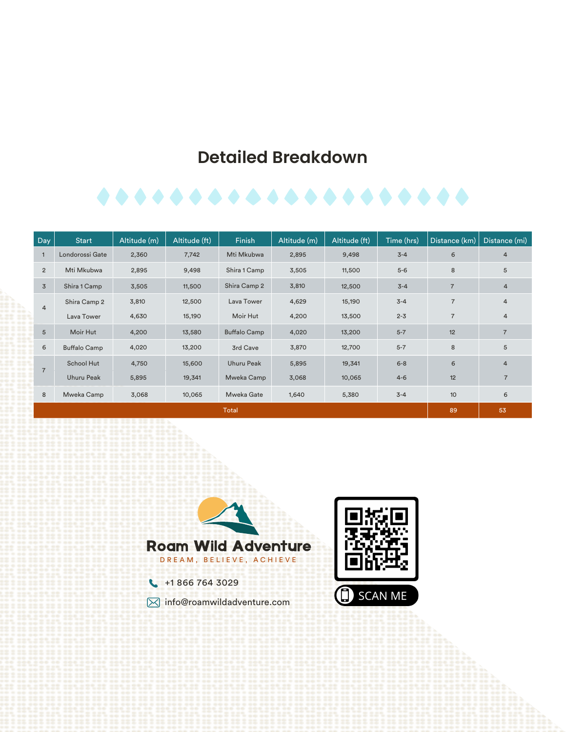## Detailed Breakdown

| Day | Start | Altitude (m) | Altitude (ft) | Finish | Altitude (m) | Altitude (ft) | Time (hrs) | Distance (km) | Distance (mi) |
|---|---|---|---|---|---|---|---|---|---|
| 1 | Londorossi Gate | 2,360 | 7,742 | Mti Mkubwa | 2,895 | 9,498 | 3-4 | 6 | 4 |
| 2 | Mti Mkubwa | 2,895 | 9,498 | Shira 1 Camp | 3,505 | 11,500 | 5-6 | 8 | 5 |
| 3 | Shira 1 Camp | 3,505 | 11,500 | Shira Camp 2 | 3,810 | 12,500 | 3-4 | 7 | 4 |
| 4 | Shira Camp 2 | 3,810 | 12,500 | Lava Tower | 4,629 | 15,190 | 3-4 | 7 | 4 |
| | Lava Tower | 4,630 | 15,190 | Moir Hut | 4,200 | 13,500 | 2-3 | 7 | 4 |
| 5 | Moir Hut | 4,200 | 13,580 | Buffalo Camp | 4,020 | 13,200 | 5-7 | 12 | 7 |
| 6 | Buffalo Camp | 4,020 | 13,200 | 3rd Cave | 3,870 | 12,700 | 5-7 | 8 | 5 |
| 7 | School Hut | 4,750 | 15,600 | Uhuru Peak | 5,895 | 19,341 | 6-8 | 6 | 4 |
| | Uhuru Peak | 5,895 | 19,341 | Mweka Camp | 3,068 | 10,065 | 4-6 | 12 | 7 |
| 8 | Mweka Camp | 3,068 | 10,065 | Mweka Gate | 1,640 | 5,380 | 3-4 | 10 | 6 |
| Total | | | | | | | | 89 | 53 |

**Roam Wild Adventure**

DREAM, BELIEVE, ACHIEVE

+1 866 764 3029

info@roamwildadventure.com

SCAN ME